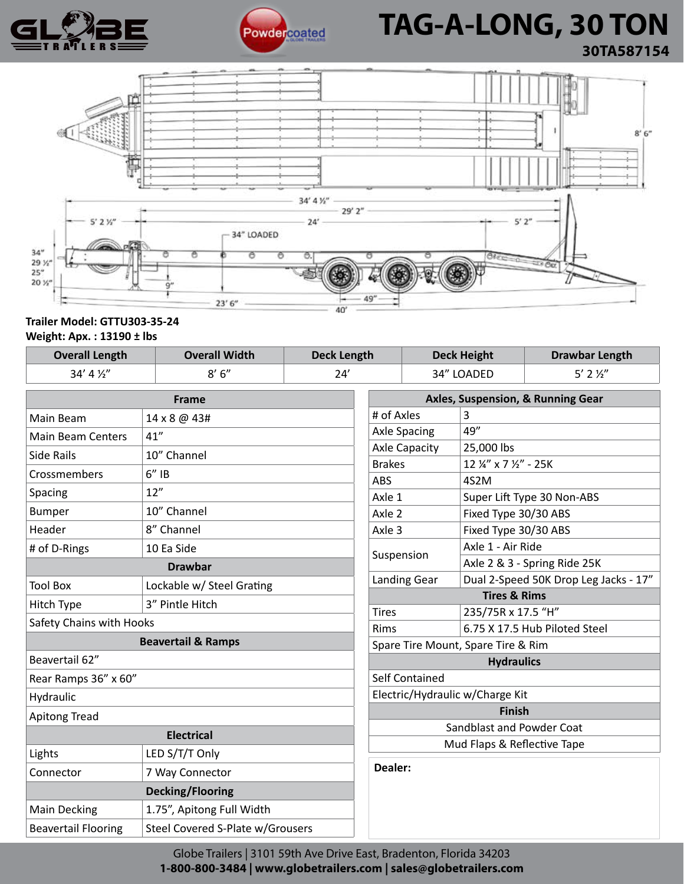# TAG-A-LONG, 30 TON

**30TA587154**

**Trailer Model: GTTU303-35-24**
**Weight: Apx. : 13190 ± lbs**

| Overall Length | Overall Width | Deck Length | Deck Height | Drawbar Length |
|---|---|---|---|---|
| 34' 4 ½" | 8' 6" | 24' | 34" LOADED | 5' 2 ½" |

| Frame | |
|---|---|
| Main Beam | 14 x 8 @ 43# |
| Main Beam Centers | 41" |
| Side Rails | 10" Channel |
| Crossmembers | 6" IB |
| Spacing | 12" |
| Bumper | 10" Channel |
| Header | 8" Channel |
| # of D-Rings | 10 Ea Side |
| **Drawbar** | |
| Tool Box | Lockable w/ Steel Grating |
| Hitch Type | 3" Pintle Hitch |
| Safety Chains with Hooks | |
| **Beavertail & Ramps** | |
| Beavertail 62" | |
| Rear Ramps 36" x 60" | |
| Hydraulic | |
| Apitong Tread | |
| **Electrical** | |
| Lights | LED S/T/T Only |
| Connector | 7 Way Connector |
| **Decking/Flooring** | |
| Main Decking | 1.75", Apitong Full Width |
| Beavertail Flooring | Steel Covered S-Plate w/Grousers |

| Axles, Suspension, & Running Gear | |
|---|---|
| # of Axles | 3 |
| Axle Spacing | 49" |
| Axle Capacity | 25,000 lbs |
| Brakes | 12 ¼" x 7 ½" - 25K |
| ABS | 4S2M |
| Axle 1 | Super Lift Type 30 Non-ABS |
| Axle 2 | Fixed Type 30/30 ABS |
| Axle 3 | Fixed Type 30/30 ABS |
| Suspension | Axle 1 - Air Ride |
| | Axle 2 & 3 - Spring Ride 25K |
| Landing Gear | Dual 2-Speed 50K Drop Leg Jacks - 17" |
| **Tires & Rims** | |
| Tires | 235/75R x 17.5 "H" |
| Rims | 6.75 X 17.5 Hub Piloted Steel |
| Spare Tire Mount, Spare Tire & Rim | |
| **Hydraulics** | |
| Self Contained | |
| Electric/Hydraulic w/Charge Kit | |
| **Finish** | |
| Sandblast and Powder Coat | |
| Mud Flaps & Reflective Tape | |

**Dealer:**

Globe Trailers | 3101 59th Ave Drive East, Bradenton, Florida 34203
**1-800-800-3484 | www.globetrailers.com | sales@globetrailers.com**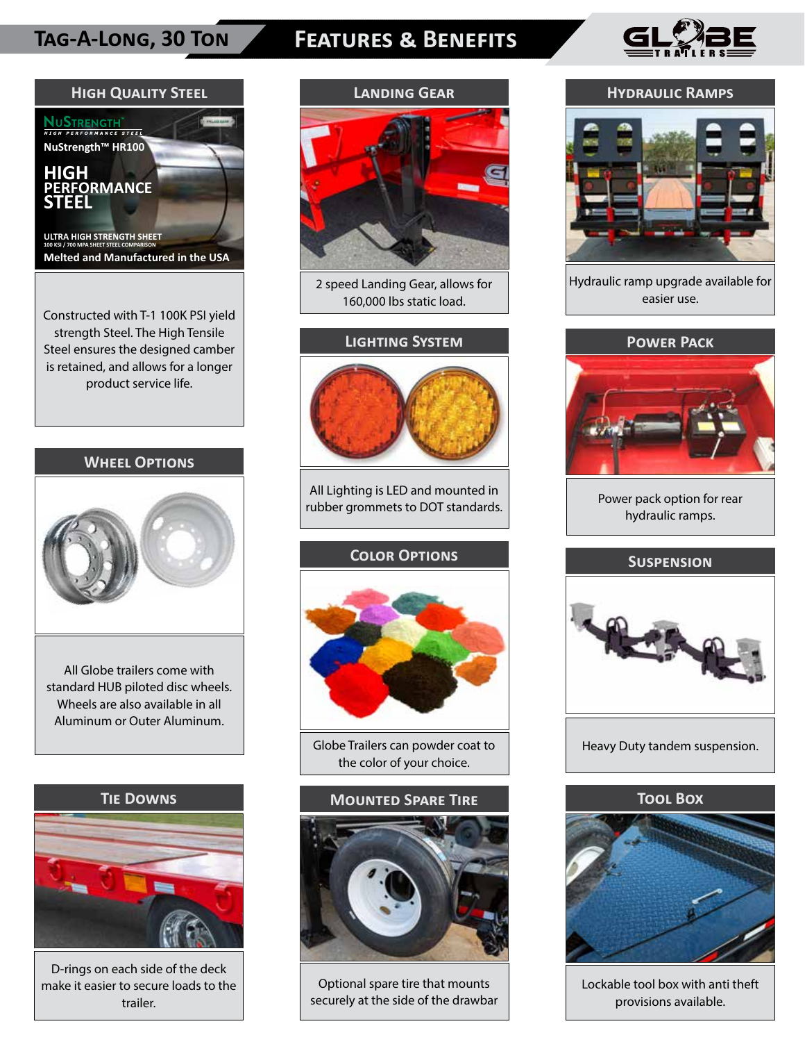# Tag-A-Long, 30 Ton — Features & Benefits

## High Quality Steel

NuStrength™ HIGH PERFORMANCE STEEL

NuStrength™ HR100

HIGH PERFORMANCE STEEL

ULTRA HIGH STRENGTH SHEET

100 KSI / 700 MPA SHEET STEEL COMPARISON

Melted and Manufactured in the USA

Constructed with T-1 100K PSI yield strength Steel. The High Tensile Steel ensures the designed camber is retained, and allows for a longer product service life.

## Wheel Options

All Globe trailers come with standard HUB piloted disc wheels. Wheels are also available in all Aluminum or Outer Aluminum.

## Tie Downs

D-rings on each side of the deck make it easier to secure loads to the trailer.

## Landing Gear

2 speed Landing Gear, allows for 160,000 lbs static load.

## Lighting System

All Lighting is LED and mounted in rubber grommets to DOT standards.

## Color Options

Globe Trailers can powder coat to the color of your choice.

## Mounted Spare Tire

Optional spare tire that mounts securely at the side of the drawbar

## Hydraulic Ramps

Hydraulic ramp upgrade available for easier use.

## Power Pack

Power pack option for rear hydraulic ramps.

## Suspension

Heavy Duty tandem suspension.

## Tool Box

Lockable tool box with anti theft provisions available.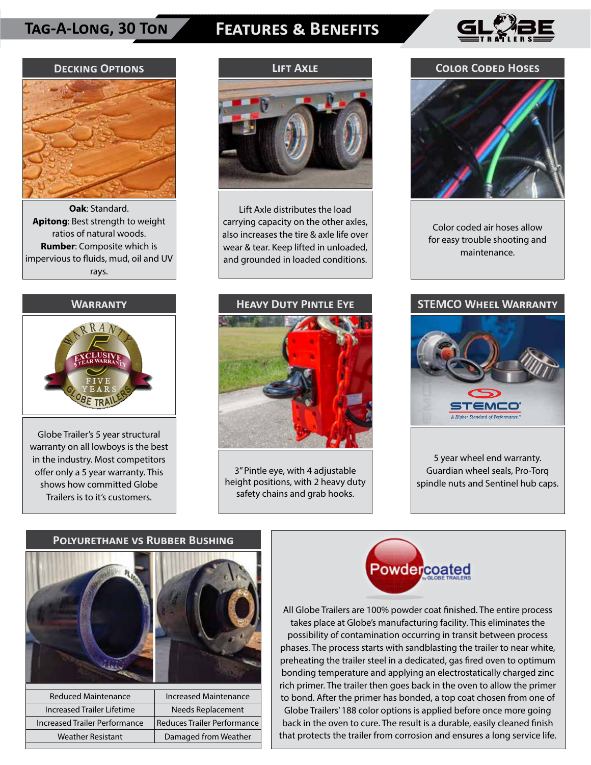# Tag-A-Long, 30 Ton — Features & Benefits

## Decking Options

**Oak**: Standard.
**Apitong**: Best strength to weight ratios of natural woods.
**Rumber**: Composite which is impervious to fluids, mud, oil and UV rays.

## Lift Axle

Lift Axle distributes the load carrying capacity on the other axles, also increases the tire & axle life over wear & tear. Keep lifted in unloaded, and grounded in loaded conditions.

## Color Coded Hoses

Color coded air hoses allow for easy trouble shooting and maintenance.

## Warranty

Globe Trailer's 5 year structural warranty on all lowboys is the best in the industry. Most competitors offer only a 5 year warranty. This shows how committed Globe Trailers is to it's customers.

## Heavy Duty Pintle Eye

3" Pintle eye, with 4 adjustable height positions, with 2 heavy duty safety chains and grab hooks.

## STEMCO Wheel Warranty

5 year wheel end warranty. Guardian wheel seals, Pro-Torq spindle nuts and Sentinel hub caps.

## Polyurethane vs Rubber Bushing

| | |
|---|---|
| Reduced Maintenance | Increased Maintenance |
| Increased Trailer Lifetime | Needs Replacement |
| Increased Trailer Performance | Reduces Trailer Performance |
| Weather Resistant | Damaged from Weather |

## Powdercoated by Globe Trailers

All Globe Trailers are 100% powder coat finished. The entire process takes place at Globe's manufacturing facility. This eliminates the possibility of contamination occurring in transit between process phases. The process starts with sandblasting the trailer to near white, preheating the trailer steel in a dedicated, gas fired oven to optimum bonding temperature and applying an electrostatically charged zinc rich primer. The trailer then goes back in the oven to allow the primer to bond. After the primer has bonded, a top coat chosen from one of Globe Trailers' 188 color options is applied before once more going back in the oven to cure. The result is a durable, easily cleaned finish that protects the trailer from corrosion and ensures a long service life.